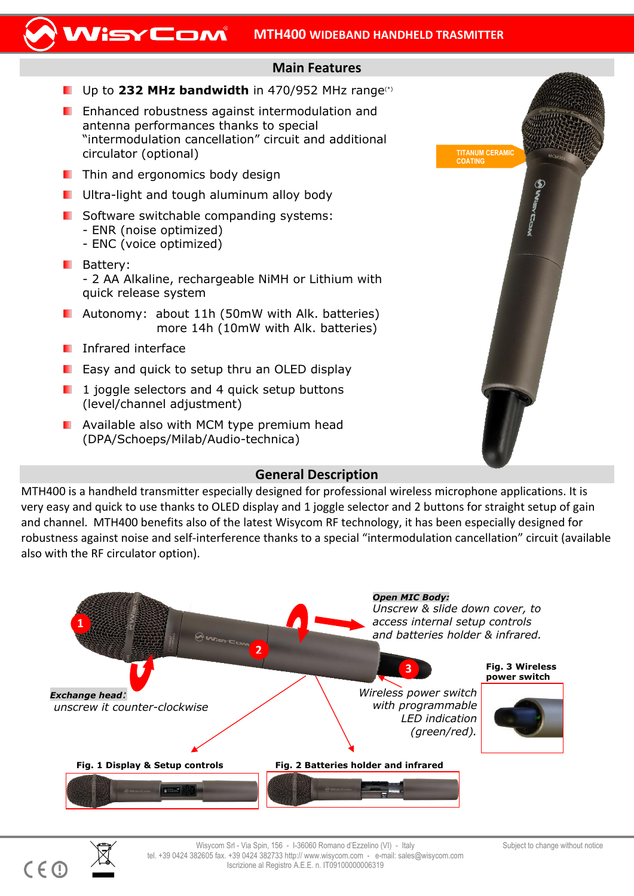# MTH400 WIDEBAND HANDHELD TRASMITTER

## Main Features

- Up to **232 MHz bandwidth** in 470/952 MHz range(*)
- Enhanced robustness against intermodulation and antenna performances thanks to special “intermodulation cancellation” circuit and additional circulator (optional)
- Thin and ergonomics body design
- Ultra-light and tough aluminum alloy body
- Software switchable companding systems:
  - ENR (noise optimized)
  - ENC (voice optimized)
- Battery:
  - 2 AA Alkaline, rechargeable NiMH or Lithium with quick release system
- Autonomy: about 11h (50mW with Alk. batteries)
  more 14h (10mW with Alk. batteries)
- Infrared interface
- Easy and quick to setup thru an OLED display
- 1 joggle selectors and 4 quick setup buttons (level/channel adjustment)
- Available also with MCM type premium head (DPA/Schoeps/Milab/Audio-technica)

TITANUM CERAMIC COATING

## General Description

MTH400 is a handheld transmitter especially designed for professional wireless microphone applications. It is very easy and quick to use thanks to OLED display and 1 joggle selector and 2 buttons for straight setup of gain and channel. MTH400 benefits also of the latest Wisycom RF technology, it has been especially designed for robustness against noise and self-interference thanks to a special “intermodulation cancellation” circuit (available also with the RF circulator option).

***Open MIC Body:*** *Unscrew & slide down cover, to access internal setup controls and batteries holder & infrared.*

***Exchange head:*** *unscrew it counter-clockwise*

*Wireless power switch with programmable LED indication (green/red).*

**Fig. 3 Wireless power switch**

**Fig. 1 Display & Setup controls**

**Fig. 2 Batteries holder and infrared**

Wisycom Srl - Via Spin, 156 - I-36060 Romano d'Ezzelino (VI) - Italy
tel. +39 0424 382605 fax. +39 0424 382733 http:// www.wisycom.com - e-mail: sales@wisycom.com
Iscrizione al Registro A.E.E. n. IT09100000006319

Subject to change without notice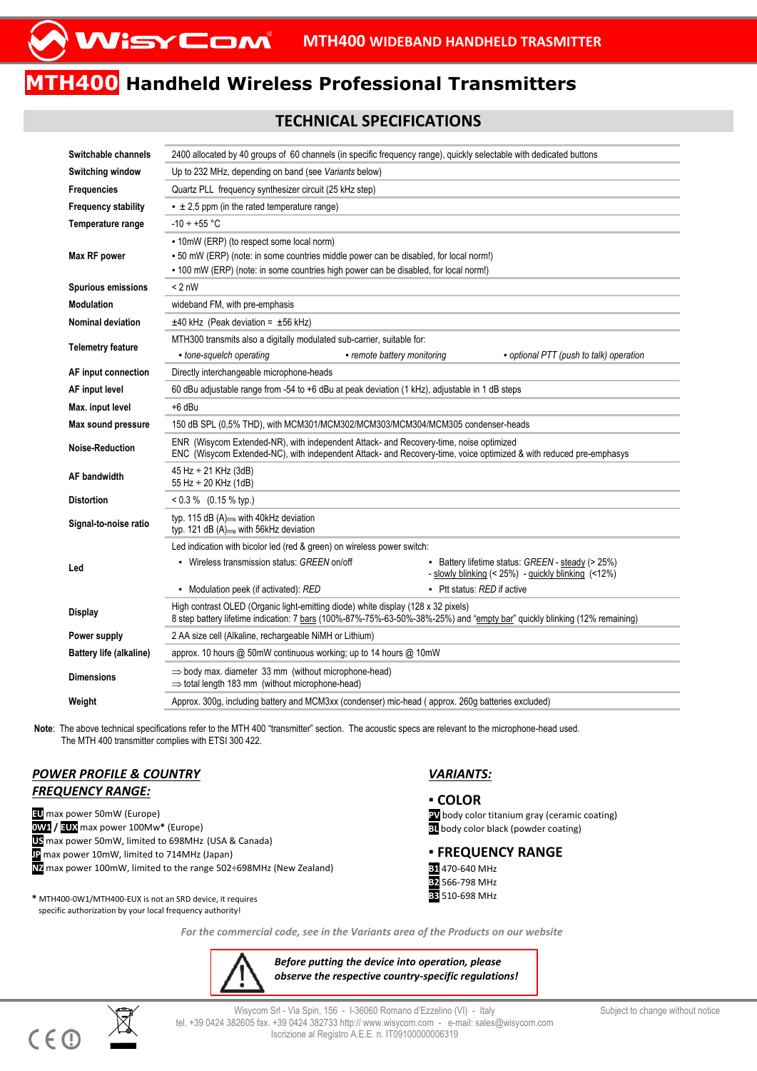# MTH400 Handheld Wireless Professional Transmitters

## TECHNICAL SPECIFICATIONS

| | |
|---|---|
| **Switchable channels** | 2400 allocated by 40 groups of 60 channels (in specific frequency range), quickly selectable with dedicated buttons |
| **Switching window** | Up to 232 MHz, depending on band (see *Variants* below) |
| **Frequencies** | Quartz PLL frequency synthesizer circuit (25 kHz step) |
| **Frequency stability** | ▪ ± 2,5 ppm (in the rated temperature range) |
| **Temperature range** | -10 ÷ +55 °C |
| **Max RF power** | ▪ 10mW (ERP) (to respect some local norm)<br>▪ 50 mW (ERP) (note: in some countries middle power can be disabled, for local norm!)<br>▪ 100 mW (ERP) (note: in some countries high power can be disabled, for local norm!) |
| **Spurious emissions** | < 2 nW |
| **Modulation** | wideband FM, with pre-emphasis |
| **Nominal deviation** | ±40 kHz (Peak deviation = ±56 kHz) |
| **Telemetry feature** | MTH300 transmits also a digitally modulated sub-carrier, suitable for:<br>▪ *tone-squelch operating* ▪ *remote battery monitoring* ▪ *optional PTT (push to talk) operation* |
| **AF input connection** | Directly interchangeable microphone-heads |
| **AF input level** | 60 dBu adjustable range from -54 to +6 dBu at peak deviation (1 kHz), adjustable in 1 dB steps |
| **Max. input level** | +6 dBu |
| **Max sound pressure** | 150 dB SPL (0,5% THD), with MCM301/MCM302/MCM303/MCM304/MCM305 condenser-heads |
| **Noise-Reduction** | ENR (Wisycom Extended-NR), with independent Attack- and Recovery-time, noise optimized<br>ENC (Wisycom Extended-NC), with independent Attack- and Recovery-time, voice optimized & with reduced pre-emphasys |
| **AF bandwidth** | 45 Hz ÷ 21 KHz (3dB)<br>55 Hz ÷ 20 KHz (1dB) |
| **Distortion** | < 0.3 % (0.15 % typ.) |
| **Signal-to-noise ratio** | typ. 115 dB (A)$_{rms}$ with 40kHz deviation<br>typ. 121 dB (A)$_{rms}$ with 56kHz deviation |
| **Led** | Led indication with bicolor led (red & green) on wireless power switch:<br>▪ Wireless transmission status: *GREEN* on/off<br>▪ Battery lifetime status: *GREEN* - steady (> 25%) - slowly blinking (< 25%) - quickly blinking (<12%)<br>▪ Modulation peek (if activated): *RED*<br>▪ Ptt status: *RED* if active |
| **Display** | High contrast OLED (Organic light-emitting diode) white display (128 x 32 pixels)<br>8 step battery lifetime indication: 7 bars (100%-87%-75%-63-50%-38%-25%) and "empty bar" quickly blinking (12% remaining) |
| **Power supply** | 2 AA size cell (Alkaline, rechargeable NiMH or Lithium) |
| **Battery life (alkaline)** | approx. 10 hours @ 50mW continuous working; up to 14 hours @ 10mW |
| **Dimensions** | ⇒ body max. diameter 33 mm (without microphone-head)<br>⇒ total length 183 mm (without microphone-head) |
| **Weight** | Approx. 300g, including battery and MCM3xx (condenser) mic-head ( approx. 260g batteries excluded) |

**Note**: The above technical specifications refer to the MTH 400 "transmitter" section. The acoustic specs are relevant to the microphone-head used. The MTH 400 transmitter complies with ETSI 300 422.

## *POWER PROFILE & COUNTRY FREQUENCY RANGE:*

- **EU** max power 50mW (Europe)
- **0W1** / **EUX** max power 100Mw* (Europe)
- **US** max power 50mW, limited to 698MHz (USA & Canada)
- **JP** max power 10mW, limited to 714MHz (Japan)
- **NZ** max power 100mW, limited to the range 502÷698MHz (New Zealand)

\* MTH400-0W1/MTH400-EUX is not an SRD device, it requires specific authorization by your local frequency authority!

## *VARIANTS:*

### ▪ COLOR

- **PV** body color titanium gray (ceramic coating)
- **BL** body color black (powder coating)

### ▪ FREQUENCY RANGE

- **B1** 470-640 MHz
- **B2** 566-798 MHz
- **B3** 510-698 MHz

*For the commercial code, see in the Variants area of the Products on our website*

***Before putting the device into operation, please observe the respective country-specific regulations!***

Wisycom Srl - Via Spin, 156 - I-36060 Romano d'Ezzelino (VI) - Italy
tel. +39 0424 382605 fax. +39 0424 382733 http:// www.wisycom.com - e-mail: sales@wisycom.com
Iscrizione al Registro A.E.E. n. IT09100000006319

Subject to change without notice